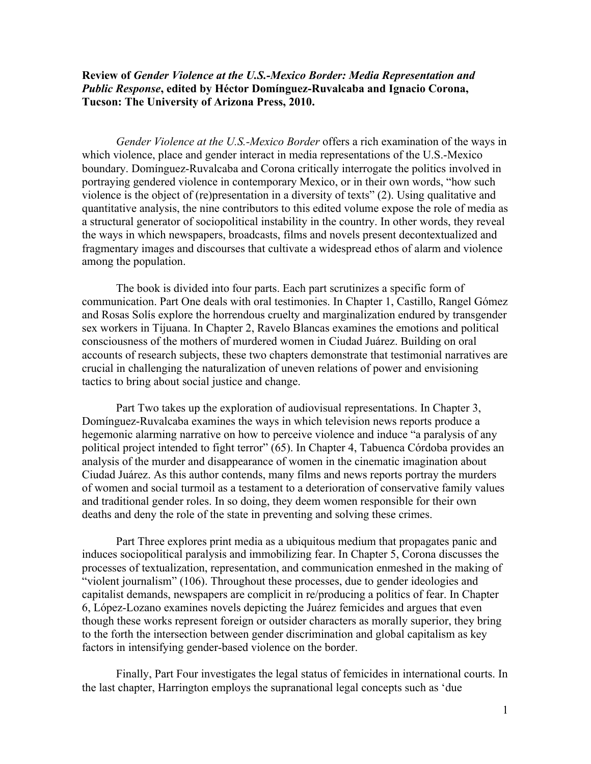**Review of *Gender Violence at the U.S.-Mexico Border: Media Representation and Public Response*, edited by Héctor Domínguez-Ruvalcaba and Ignacio Corona, Tucson: The University of Arizona Press, 2010.**

*Gender Violence at the U.S.-Mexico Border* offers a rich examination of the ways in which violence, place and gender interact in media representations of the U.S.-Mexico boundary. Domínguez-Ruvalcaba and Corona critically interrogate the politics involved in portraying gendered violence in contemporary Mexico, or in their own words, "how such violence is the object of (re)presentation in a diversity of texts" (2). Using qualitative and quantitative analysis, the nine contributors to this edited volume expose the role of media as a structural generator of sociopolitical instability in the country. In other words, they reveal the ways in which newspapers, broadcasts, films and novels present decontextualized and fragmentary images and discourses that cultivate a widespread ethos of alarm and violence among the population.

The book is divided into four parts. Each part scrutinizes a specific form of communication. Part One deals with oral testimonies. In Chapter 1, Castillo, Rangel Gómez and Rosas Solís explore the horrendous cruelty and marginalization endured by transgender sex workers in Tijuana. In Chapter 2, Ravelo Blancas examines the emotions and political consciousness of the mothers of murdered women in Ciudad Juárez. Building on oral accounts of research subjects, these two chapters demonstrate that testimonial narratives are crucial in challenging the naturalization of uneven relations of power and envisioning tactics to bring about social justice and change.

Part Two takes up the exploration of audiovisual representations. In Chapter 3, Domínguez-Ruvalcaba examines the ways in which television news reports produce a hegemonic alarming narrative on how to perceive violence and induce "a paralysis of any political project intended to fight terror" (65). In Chapter 4, Tabuenca Córdoba provides an analysis of the murder and disappearance of women in the cinematic imagination about Ciudad Juárez. As this author contends, many films and news reports portray the murders of women and social turmoil as a testament to a deterioration of conservative family values and traditional gender roles. In so doing, they deem women responsible for their own deaths and deny the role of the state in preventing and solving these crimes.

Part Three explores print media as a ubiquitous medium that propagates panic and induces sociopolitical paralysis and immobilizing fear. In Chapter 5, Corona discusses the processes of textualization, representation, and communication enmeshed in the making of "violent journalism" (106). Throughout these processes, due to gender ideologies and capitalist demands, newspapers are complicit in re/producing a politics of fear. In Chapter 6, López-Lozano examines novels depicting the Juárez femicides and argues that even though these works represent foreign or outsider characters as morally superior, they bring to the forth the intersection between gender discrimination and global capitalism as key factors in intensifying gender-based violence on the border.

Finally, Part Four investigates the legal status of femicides in international courts. In the last chapter, Harrington employs the supranational legal concepts such as 'due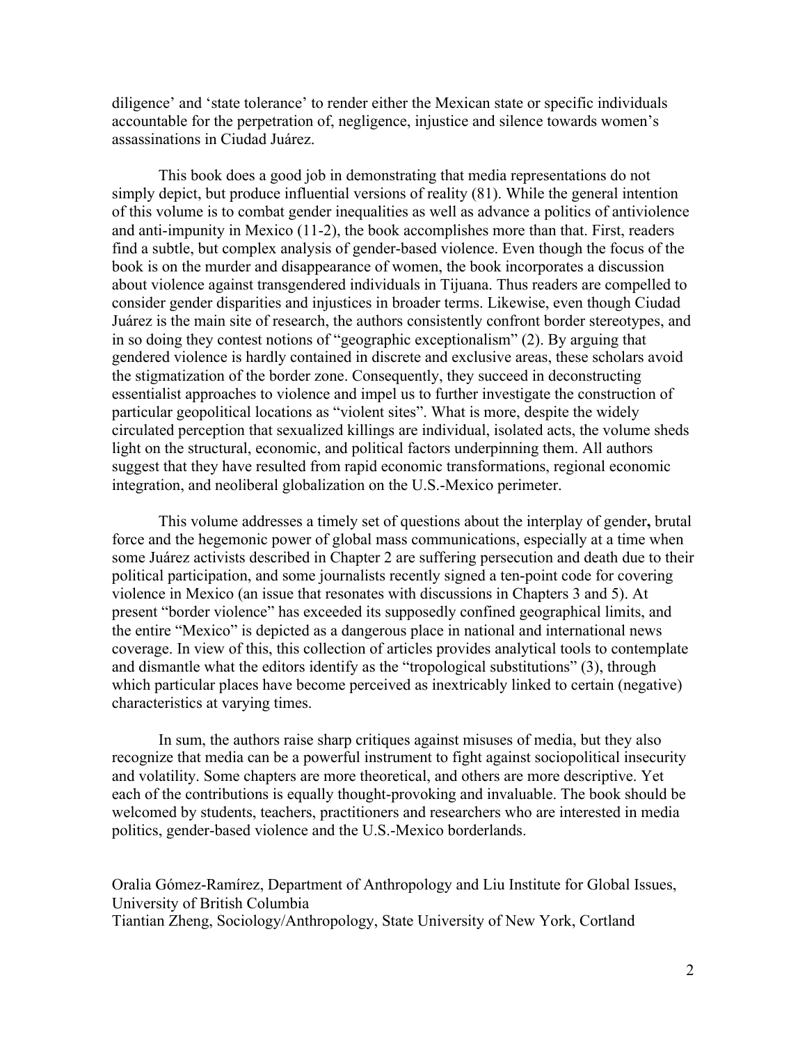diligence' and 'state tolerance' to render either the Mexican state or specific individuals accountable for the perpetration of, negligence, injustice and silence towards women's assassinations in Ciudad Juárez.

This book does a good job in demonstrating that media representations do not simply depict, but produce influential versions of reality (81). While the general intention of this volume is to combat gender inequalities as well as advance a politics of antiviolence and anti-impunity in Mexico (11-2), the book accomplishes more than that. First, readers find a subtle, but complex analysis of gender-based violence. Even though the focus of the book is on the murder and disappearance of women, the book incorporates a discussion about violence against transgendered individuals in Tijuana. Thus readers are compelled to consider gender disparities and injustices in broader terms. Likewise, even though Ciudad Juárez is the main site of research, the authors consistently confront border stereotypes, and in so doing they contest notions of "geographic exceptionalism" (2). By arguing that gendered violence is hardly contained in discrete and exclusive areas, these scholars avoid the stigmatization of the border zone. Consequently, they succeed in deconstructing essentialist approaches to violence and impel us to further investigate the construction of particular geopolitical locations as "violent sites". What is more, despite the widely circulated perception that sexualized killings are individual, isolated acts, the volume sheds light on the structural, economic, and political factors underpinning them. All authors suggest that they have resulted from rapid economic transformations, regional economic integration, and neoliberal globalization on the U.S.-Mexico perimeter.

This volume addresses a timely set of questions about the interplay of gender**,** brutal force and the hegemonic power of global mass communications, especially at a time when some Juárez activists described in Chapter 2 are suffering persecution and death due to their political participation, and some journalists recently signed a ten-point code for covering violence in Mexico (an issue that resonates with discussions in Chapters 3 and 5). At present "border violence" has exceeded its supposedly confined geographical limits, and the entire "Mexico" is depicted as a dangerous place in national and international news coverage. In view of this, this collection of articles provides analytical tools to contemplate and dismantle what the editors identify as the "tropological substitutions" (3), through which particular places have become perceived as inextricably linked to certain (negative) characteristics at varying times.

In sum, the authors raise sharp critiques against misuses of media, but they also recognize that media can be a powerful instrument to fight against sociopolitical insecurity and volatility. Some chapters are more theoretical, and others are more descriptive. Yet each of the contributions is equally thought-provoking and invaluable. The book should be welcomed by students, teachers, practitioners and researchers who are interested in media politics, gender-based violence and the U.S.-Mexico borderlands.

Oralia Gómez-Ramírez, Department of Anthropology and Liu Institute for Global Issues, University of British Columbia
Tiantian Zheng, Sociology/Anthropology, State University of New York, Cortland